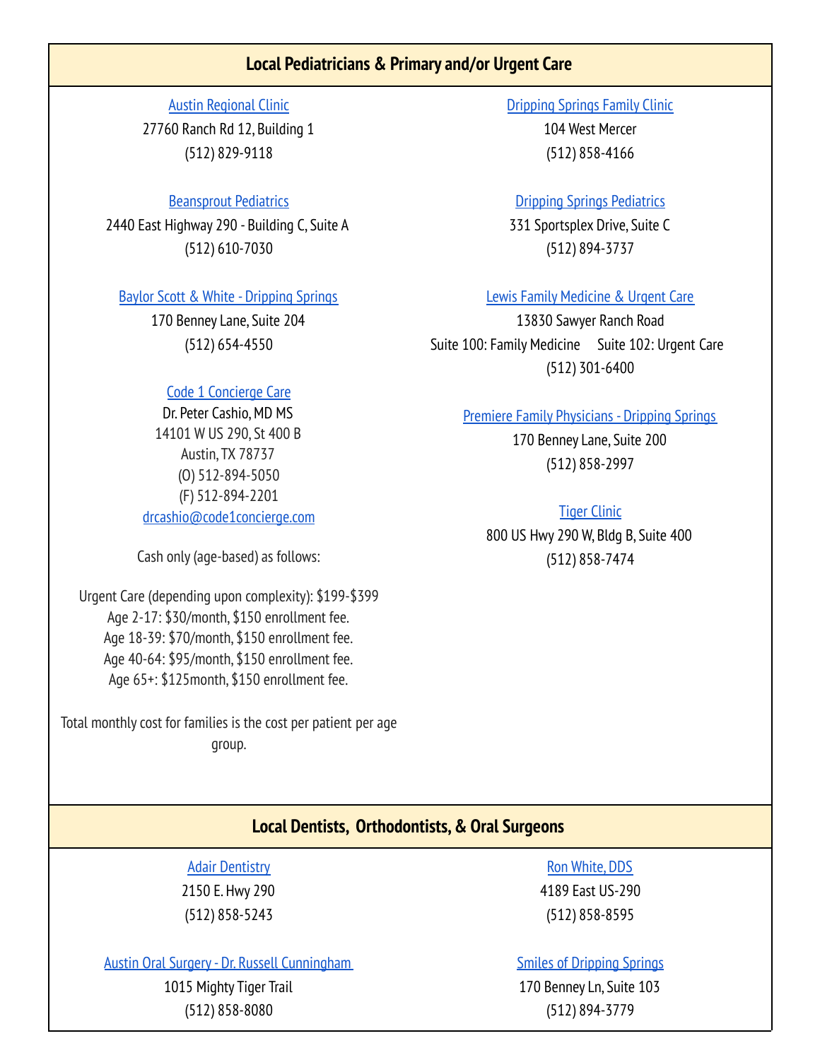## Local Pediatricians & Primary and/or Urgent Care

**Austin Regional Clinic**
27760 Ranch Rd 12, Building 1
(512) 829-9118

**Beansprout Pediatrics**
2440 East Highway 290 - Building C, Suite A
(512) 610-7030

**Baylor Scott & White - Dripping Springs**
170 Benney Lane, Suite 204
(512) 654-4550

**Code 1 Concierge Care**
Dr. Peter Cashio, MD MS
14101 W US 290, St 400 B
Austin, TX 78737
(O) 512-894-5050
(F) 512-894-2201
drcashio@code1concierge.com

Cash only (age-based) as follows:

Urgent Care (depending upon complexity): $199-$399
Age 2-17: $30/month, $150 enrollment fee.
Age 18-39: $70/month, $150 enrollment fee.
Age 40-64: $95/month, $150 enrollment fee.
Age 65+: $125month, $150 enrollment fee.

Total monthly cost for families is the cost per patient per age group.

**Dripping Springs Family Clinic**
104 West Mercer
(512) 858-4166

**Dripping Springs Pediatrics**
331 Sportsplex Drive, Suite C
(512) 894-3737

**Lewis Family Medicine & Urgent Care**
13830 Sawyer Ranch Road
Suite 100: Family Medicine Suite 102: Urgent Care
(512) 301-6400

**Premiere Family Physicians - Dripping Springs**
170 Benney Lane, Suite 200
(512) 858-2997

**Tiger Clinic**
800 US Hwy 290 W, Bldg B, Suite 400
(512) 858-7474

## Local Dentists, Orthodontists, & Oral Surgeons

**Adair Dentistry**
2150 E. Hwy 290
(512) 858-5243

**Austin Oral Surgery - Dr. Russell Cunningham**
1015 Mighty Tiger Trail
(512) 858-8080

**Ron White, DDS**
4189 East US-290
(512) 858-8595

**Smiles of Dripping Springs**
170 Benney Ln, Suite 103
(512) 894-3779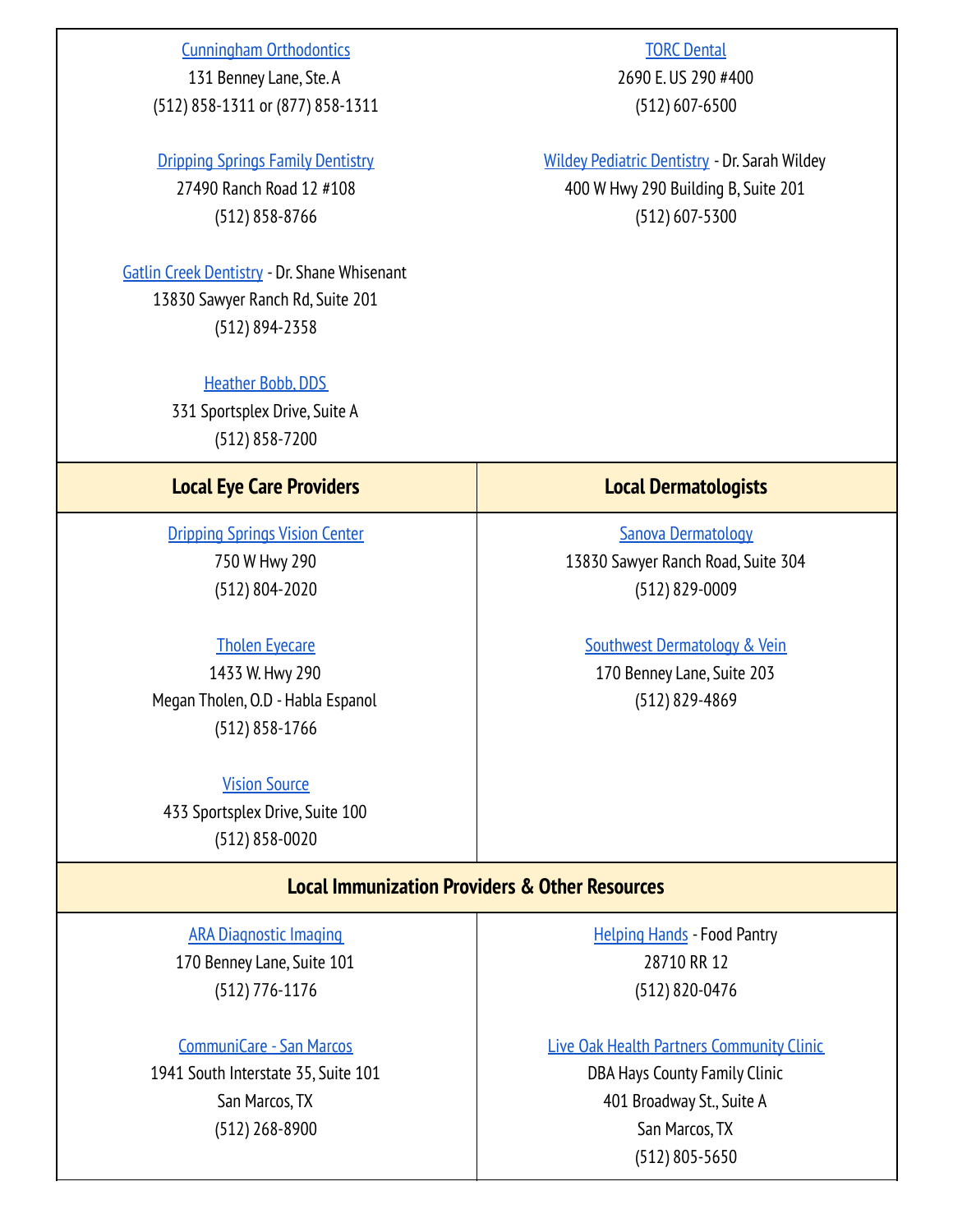Cunningham Orthodontics
131 Benney Lane, Ste. A
(512) 858-1311 or (877) 858-1311

Dripping Springs Family Dentistry
27490 Ranch Road 12 #108
(512) 858-8766

Gatlin Creek Dentistry - Dr. Shane Whisenant
13830 Sawyer Ranch Rd, Suite 201
(512) 894-2358

Heather Bobb, DDS
331 Sportsplex Drive, Suite A
(512) 858-7200

TORC Dental
2690 E. US 290 #400
(512) 607-6500

Wildey Pediatric Dentistry - Dr. Sarah Wildey
400 W Hwy 290 Building B, Suite 201
(512) 607-5300

## Local Eye Care Providers

Dripping Springs Vision Center
750 W Hwy 290
(512) 804-2020

Tholen Eyecare
1433 W. Hwy 290
Megan Tholen, O.D - Habla Espanol
(512) 858-1766

Vision Source
433 Sportsplex Drive, Suite 100
(512) 858-0020

## Local Dermatologists

Sanova Dermatology
13830 Sawyer Ranch Road, Suite 304
(512) 829-0009

Southwest Dermatology & Vein
170 Benney Lane, Suite 203
(512) 829-4869

## Local Immunization Providers & Other Resources

ARA Diagnostic Imaging
170 Benney Lane, Suite 101
(512) 776-1176

CommuniCare - San Marcos
1941 South Interstate 35, Suite 101
San Marcos, TX
(512) 268-8900

Helping Hands - Food Pantry
28710 RR 12
(512) 820-0476

Live Oak Health Partners Community Clinic
DBA Hays County Family Clinic
401 Broadway St., Suite A
San Marcos, TX
(512) 805-5650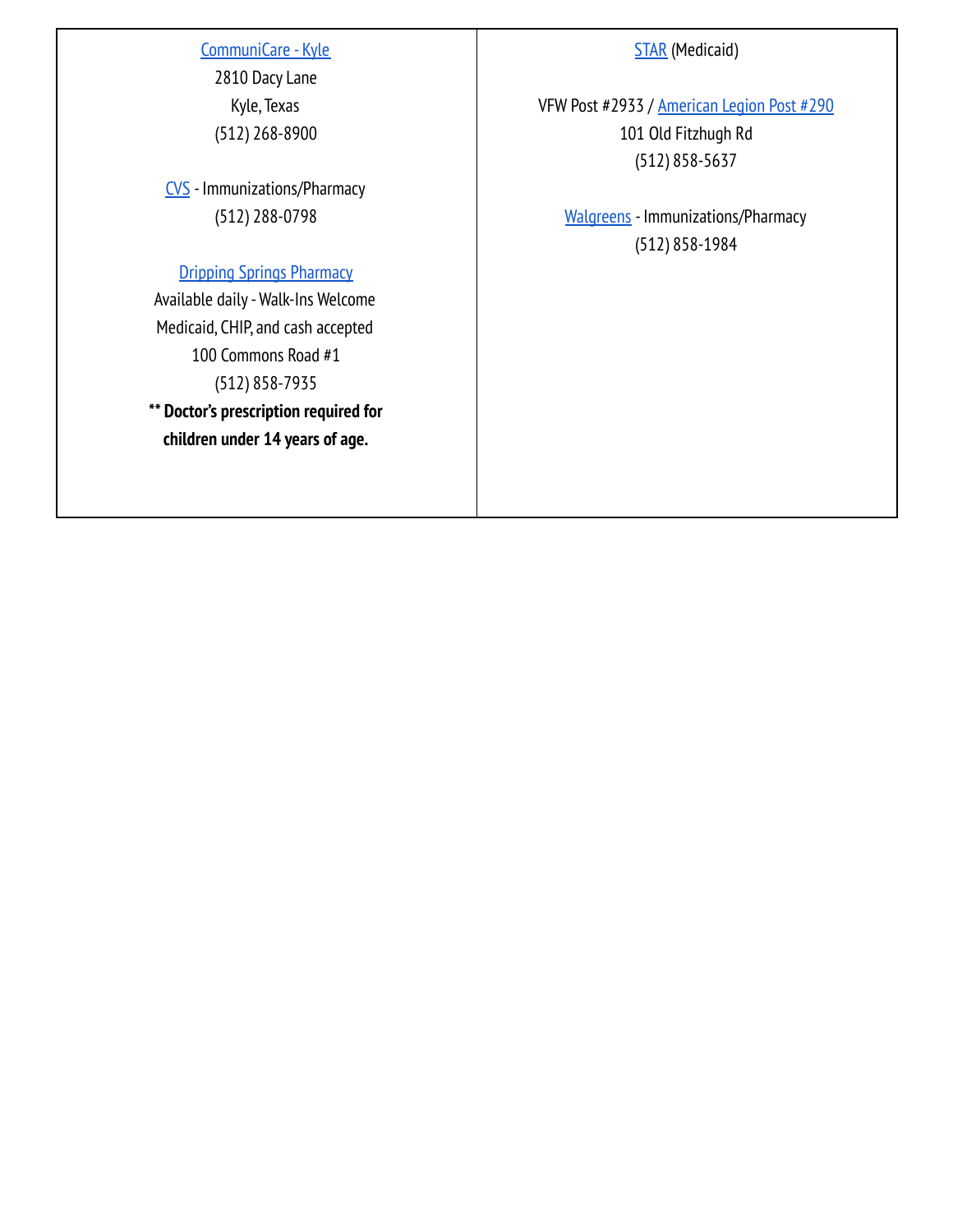| | |
|---|---|
| CommuniCare - Kyle<br>2810 Dacy Lane<br>Kyle, Texas<br>(512) 268-8900<br><br>CVS - Immunizations/Pharmacy<br>(512) 288-0798<br><br>Dripping Springs Pharmacy<br>Available daily - Walk-Ins Welcome<br>Medicaid, CHIP, and cash accepted<br>100 Commons Road #1<br>(512) 858-7935<br>**** Doctor's prescription required for children under 14 years of age.** | STAR (Medicaid)<br><br>VFW Post #2933 / American Legion Post #290<br>101 Old Fitzhugh Rd<br>(512) 858-5637<br><br>Walgreens - Immunizations/Pharmacy<br>(512) 858-1984 |